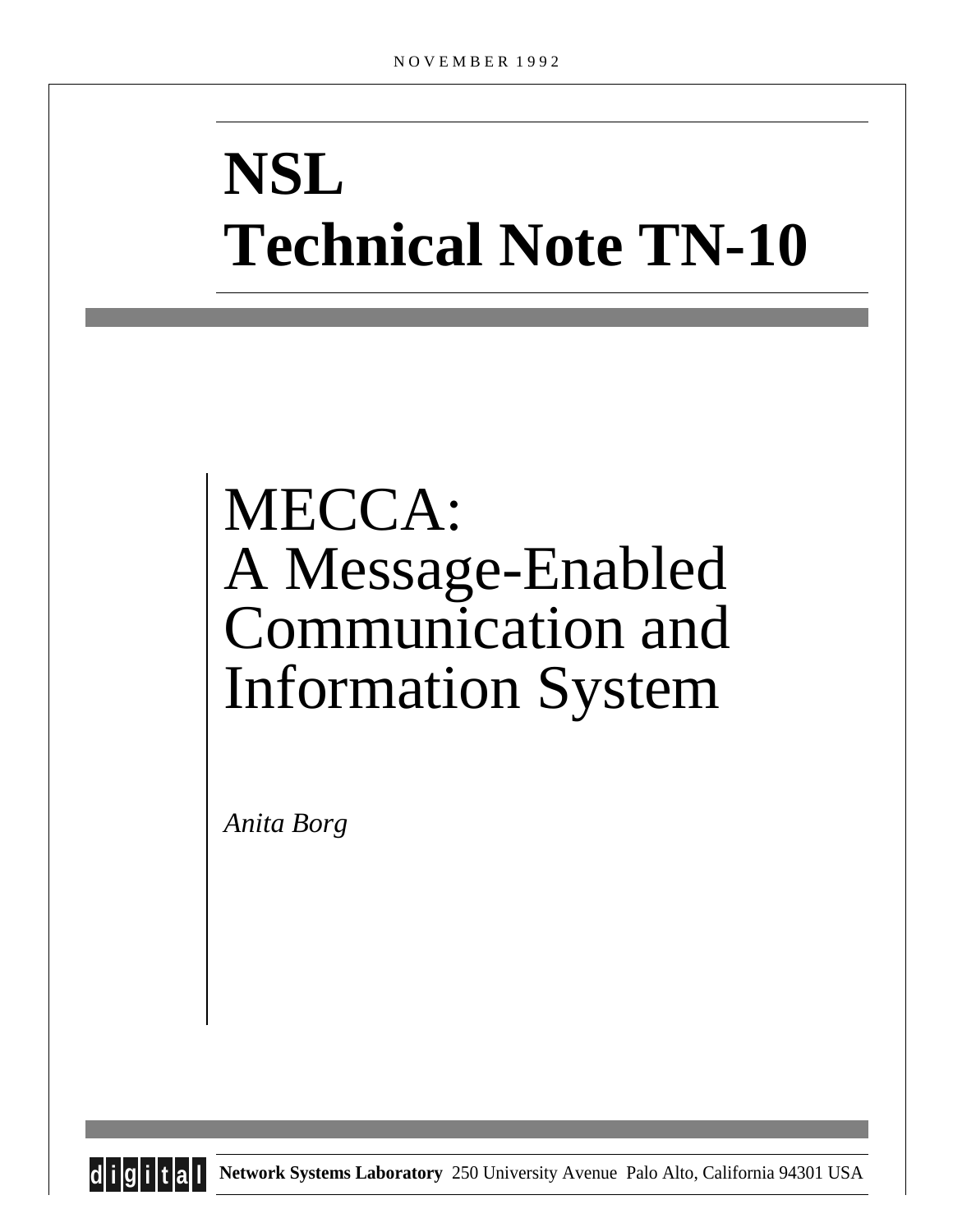NOVEMBER 1992

# NSL
# Technical Note TN-10

# MECCA: A Message-Enabled Communication and Information System

*Anita Borg*

digital **Network Systems Laboratory** 250 University Avenue Palo Alto, California 94301 USA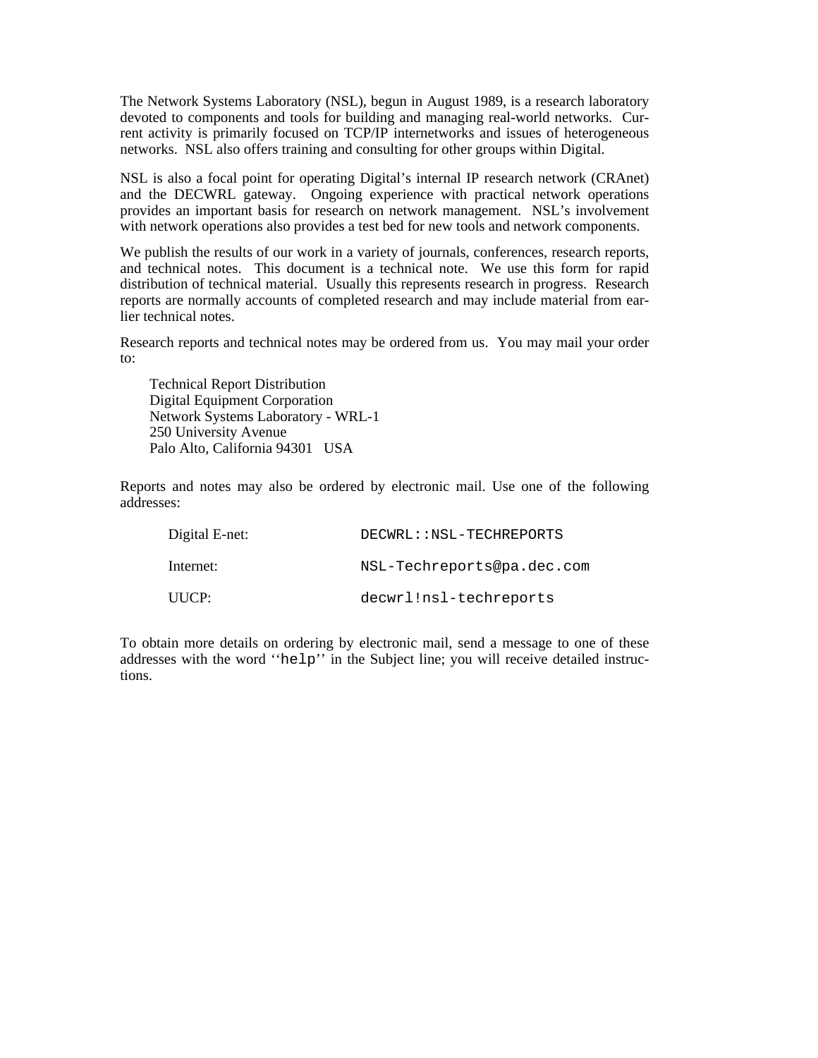The Network Systems Laboratory (NSL), begun in August 1989, is a research laboratory devoted to components and tools for building and managing real-world networks. Current activity is primarily focused on TCP/IP internetworks and issues of heterogeneous networks. NSL also offers training and consulting for other groups within Digital.

NSL is also a focal point for operating Digital's internal IP research network (CRAnet) and the DECWRL gateway. Ongoing experience with practical network operations provides an important basis for research on network management. NSL's involvement with network operations also provides a test bed for new tools and network components.

We publish the results of our work in a variety of journals, conferences, research reports, and technical notes. This document is a technical note. We use this form for rapid distribution of technical material. Usually this represents research in progress. Research reports are normally accounts of completed research and may include material from earlier technical notes.

Research reports and technical notes may be ordered from us. You may mail your order to:

Technical Report Distribution
Digital Equipment Corporation
Network Systems Laboratory - WRL-1
250 University Avenue
Palo Alto, California 94301 USA

Reports and notes may also be ordered by electronic mail. Use one of the following addresses:

| | |
|---|---|
| Digital E-net: | `DECWRL::NSL-TECHREPORTS` |
| Internet: | `NSL-Techreports@pa.dec.com` |
| UUCP: | `decwrl!nsl-techreports` |

To obtain more details on ordering by electronic mail, send a message to one of these addresses with the word ‘‘`help`’’ in the Subject line; you will receive detailed instructions.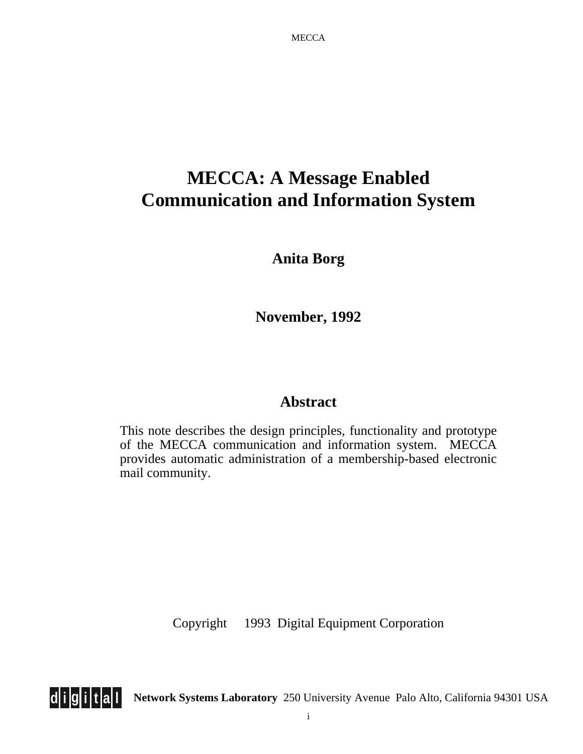# MECCA: A Message Enabled Communication and Information System

**Anita Borg**

**November, 1992**

## Abstract

This note describes the design principles, functionality and prototype of the MECCA communication and information system. MECCA provides automatic administration of a membership-based electronic mail community.

Copyright 1993 Digital Equipment Corporation

**Network Systems Laboratory** 250 University Avenue Palo Alto, California 94301 USA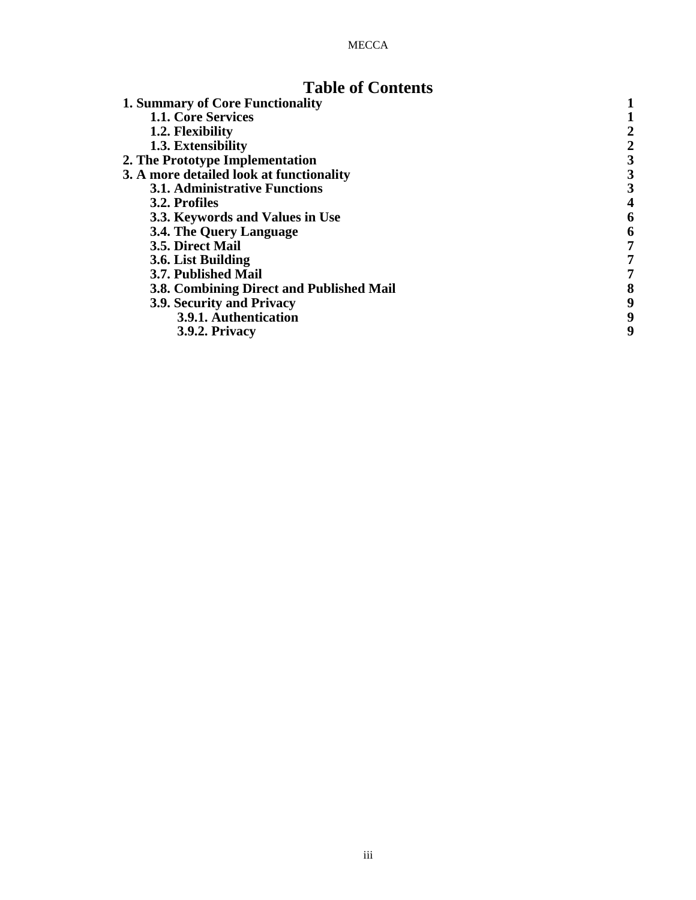# Table of Contents

| | |
|---|---|
| **1. Summary of Core Functionality** | **1** |
| **1.1. Core Services** | **1** |
| **1.2. Flexibility** | **2** |
| **1.3. Extensibility** | **2** |
| **2. The Prototype Implementation** | **3** |
| **3. A more detailed look at functionality** | **3** |
| **3.1. Administrative Functions** | **3** |
| **3.2. Profiles** | **4** |
| **3.3. Keywords and Values in Use** | **6** |
| **3.4. The Query Language** | **6** |
| **3.5. Direct Mail** | **7** |
| **3.6. List Building** | **7** |
| **3.7. Published Mail** | **7** |
| **3.8. Combining Direct and Published Mail** | **8** |
| **3.9. Security and Privacy** | **9** |
| **3.9.1. Authentication** | **9** |
| **3.9.2. Privacy** | **9** |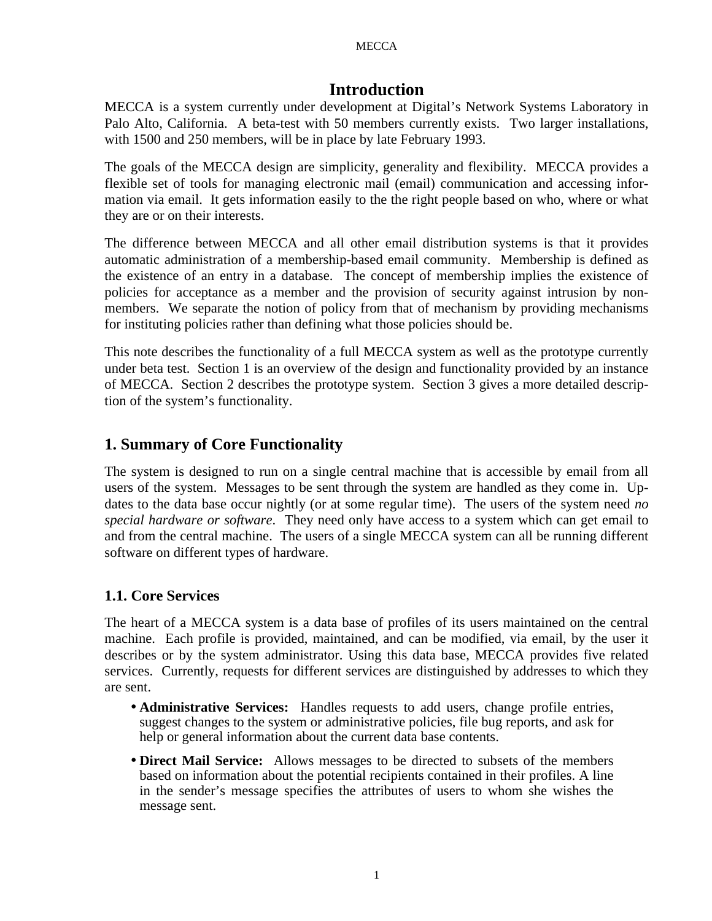# Introduction

MECCA is a system currently under development at Digital's Network Systems Laboratory in Palo Alto, California. A beta-test with 50 members currently exists. Two larger installations, with 1500 and 250 members, will be in place by late February 1993.

The goals of the MECCA design are simplicity, generality and flexibility. MECCA provides a flexible set of tools for managing electronic mail (email) communication and accessing information via email. It gets information easily to the the right people based on who, where or what they are or on their interests.

The difference between MECCA and all other email distribution systems is that it provides automatic administration of a membership-based email community. Membership is defined as the existence of an entry in a database. The concept of membership implies the existence of policies for acceptance as a member and the provision of security against intrusion by non-members. We separate the notion of policy from that of mechanism by providing mechanisms for instituting policies rather than defining what those policies should be.

This note describes the functionality of a full MECCA system as well as the prototype currently under beta test. Section 1 is an overview of the design and functionality provided by an instance of MECCA. Section 2 describes the prototype system. Section 3 gives a more detailed description of the system's functionality.

## 1. Summary of Core Functionality

The system is designed to run on a single central machine that is accessible by email from all users of the system. Messages to be sent through the system are handled as they come in. Updates to the data base occur nightly (or at some regular time). The users of the system need *no special hardware or software*. They need only have access to a system which can get email to and from the central machine. The users of a single MECCA system can all be running different software on different types of hardware.

### 1.1. Core Services

The heart of a MECCA system is a data base of profiles of its users maintained on the central machine. Each profile is provided, maintained, and can be modified, via email, by the user it describes or by the system administrator. Using this data base, MECCA provides five related services. Currently, requests for different services are distinguished by addresses to which they are sent.

- **Administrative Services:** Handles requests to add users, change profile entries, suggest changes to the system or administrative policies, file bug reports, and ask for help or general information about the current data base contents.
- **Direct Mail Service:** Allows messages to be directed to subsets of the members based on information about the potential recipients contained in their profiles. A line in the sender's message specifies the attributes of users to whom she wishes the message sent.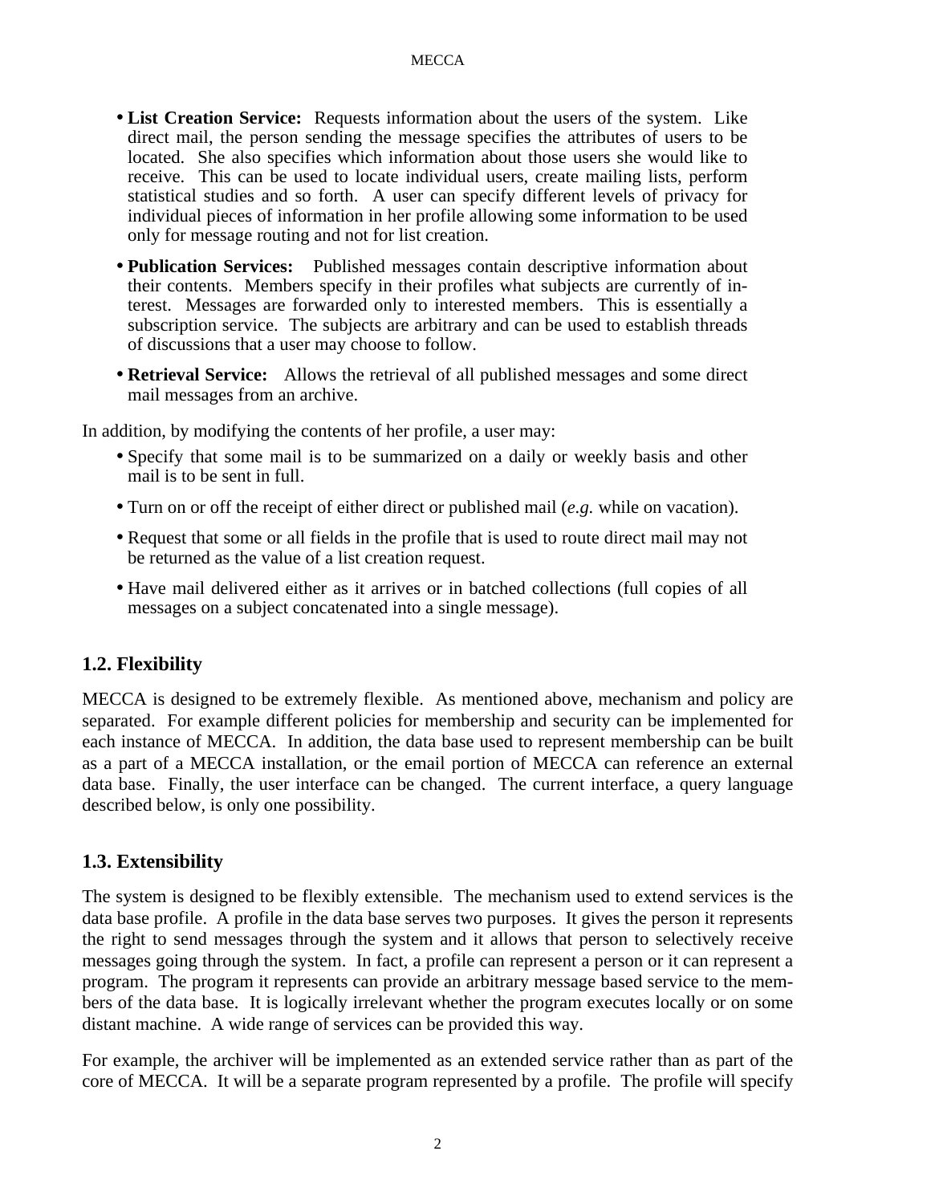- **List Creation Service:** Requests information about the users of the system. Like direct mail, the person sending the message specifies the attributes of users to be located. She also specifies which information about those users she would like to receive. This can be used to locate individual users, create mailing lists, perform statistical studies and so forth. A user can specify different levels of privacy for individual pieces of information in her profile allowing some information to be used only for message routing and not for list creation.
- **Publication Services:** Published messages contain descriptive information about their contents. Members specify in their profiles what subjects are currently of interest. Messages are forwarded only to interested members. This is essentially a subscription service. The subjects are arbitrary and can be used to establish threads of discussions that a user may choose to follow.
- **Retrieval Service:** Allows the retrieval of all published messages and some direct mail messages from an archive.

In addition, by modifying the contents of her profile, a user may:

- Specify that some mail is to be summarized on a daily or weekly basis and other mail is to be sent in full.
- Turn on or off the receipt of either direct or published mail (*e.g.* while on vacation).
- Request that some or all fields in the profile that is used to route direct mail may not be returned as the value of a list creation request.
- Have mail delivered either as it arrives or in batched collections (full copies of all messages on a subject concatenated into a single message).

## 1.2. Flexibility

MECCA is designed to be extremely flexible. As mentioned above, mechanism and policy are separated. For example different policies for membership and security can be implemented for each instance of MECCA. In addition, the data base used to represent membership can be built as a part of a MECCA installation, or the email portion of MECCA can reference an external data base. Finally, the user interface can be changed. The current interface, a query language described below, is only one possibility.

## 1.3. Extensibility

The system is designed to be flexibly extensible. The mechanism used to extend services is the data base profile. A profile in the data base serves two purposes. It gives the person it represents the right to send messages through the system and it allows that person to selectively receive messages going through the system. In fact, a profile can represent a person or it can represent a program. The program it represents can provide an arbitrary message based service to the members of the data base. It is logically irrelevant whether the program executes locally or on some distant machine. A wide range of services can be provided this way.

For example, the archiver will be implemented as an extended service rather than as part of the core of MECCA. It will be a separate program represented by a profile. The profile will specify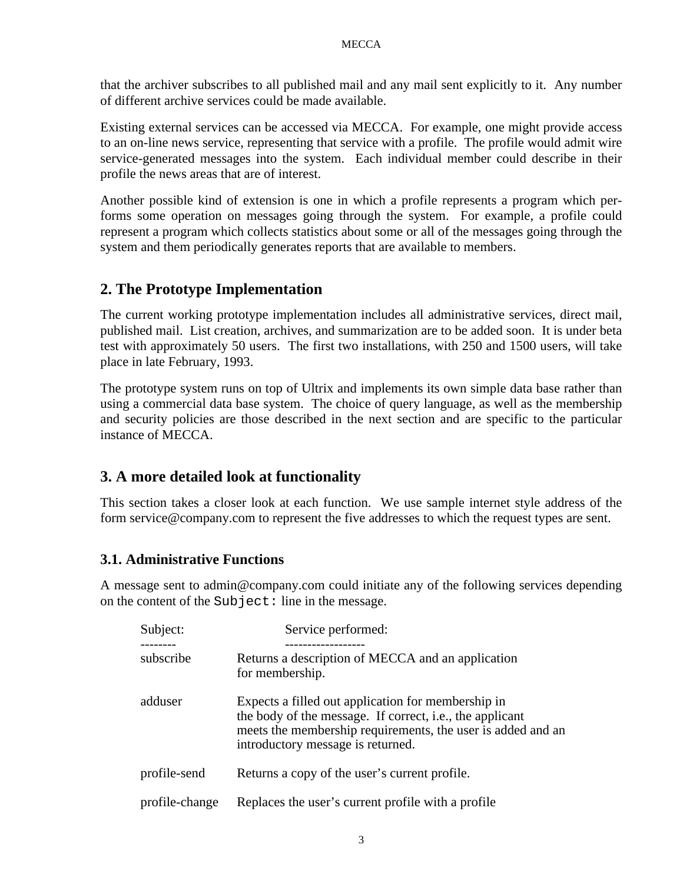that the archiver subscribes to all published mail and any mail sent explicitly to it. Any number of different archive services could be made available.

Existing external services can be accessed via MECCA. For example, one might provide access to an on-line news service, representing that service with a profile. The profile would admit wire service-generated messages into the system. Each individual member could describe in their profile the news areas that are of interest.

Another possible kind of extension is one in which a profile represents a program which performs some operation on messages going through the system. For example, a profile could represent a program which collects statistics about some or all of the messages going through the system and them periodically generates reports that are available to members.

## 2. The Prototype Implementation

The current working prototype implementation includes all administrative services, direct mail, published mail. List creation, archives, and summarization are to be added soon. It is under beta test with approximately 50 users. The first two installations, with 250 and 1500 users, will take place in late February, 1993.

The prototype system runs on top of Ultrix and implements its own simple data base rather than using a commercial data base system. The choice of query language, as well as the membership and security policies are those described in the next section and are specific to the particular instance of MECCA.

## 3. A more detailed look at functionality

This section takes a closer look at each function. We use sample internet style address of the form service@company.com to represent the five addresses to which the request types are sent.

### 3.1. Administrative Functions

A message sent to admin@company.com could initiate any of the following services depending on the content of the `Subject:` line in the message.

| Subject: | Service performed: |
|---|---|
| subscribe | Returns a description of MECCA and an application for membership. |
| adduser | Expects a filled out application for membership in the body of the message. If correct, i.e., the applicant meets the membership requirements, the user is added and an introductory message is returned. |
| profile-send | Returns a copy of the user's current profile. |
| profile-change | Replaces the user's current profile with a profile |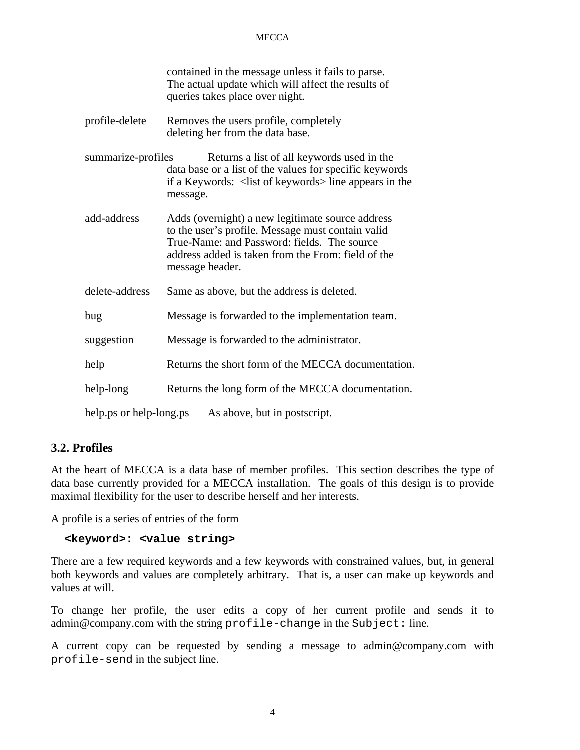contained in the message unless it fails to parse. The actual update which will affect the results of queries takes place over night.

| | |
|---|---|
| profile-delete | Removes the users profile, completely deleting her from the data base. |
| summarize-profiles | Returns a list of all keywords used in the data base or a list of the values for specific keywords if a Keywords: <list of keywords> line appears in the message. |
| add-address | Adds (overnight) a new legitimate source address to the user's profile. Message must contain valid True-Name: and Password: fields. The source address added is taken from the From: field of the message header. |
| delete-address | Same as above, but the address is deleted. |
| bug | Message is forwarded to the implementation team. |
| suggestion | Message is forwarded to the administrator. |
| help | Returns the short form of the MECCA documentation. |
| help-long | Returns the long form of the MECCA documentation. |
| help.ps or help-long.ps | As above, but in postscript. |

### 3.2. Profiles

At the heart of MECCA is a data base of member profiles. This section describes the type of data base currently provided for a MECCA installation. The goals of this design is to provide maximal flexibility for the user to describe herself and her interests.

A profile is a series of entries of the form

```
<keyword>: <value string>
```

There are a few required keywords and a few keywords with constrained values, but, in general both keywords and values are completely arbitrary. That is, a user can make up keywords and values at will.

To change her profile, the user edits a copy of her current profile and sends it to admin@company.com with the string `profile-change` in the `Subject:` line.

A current copy can be requested by sending a message to admin@company.com with `profile-send` in the subject line.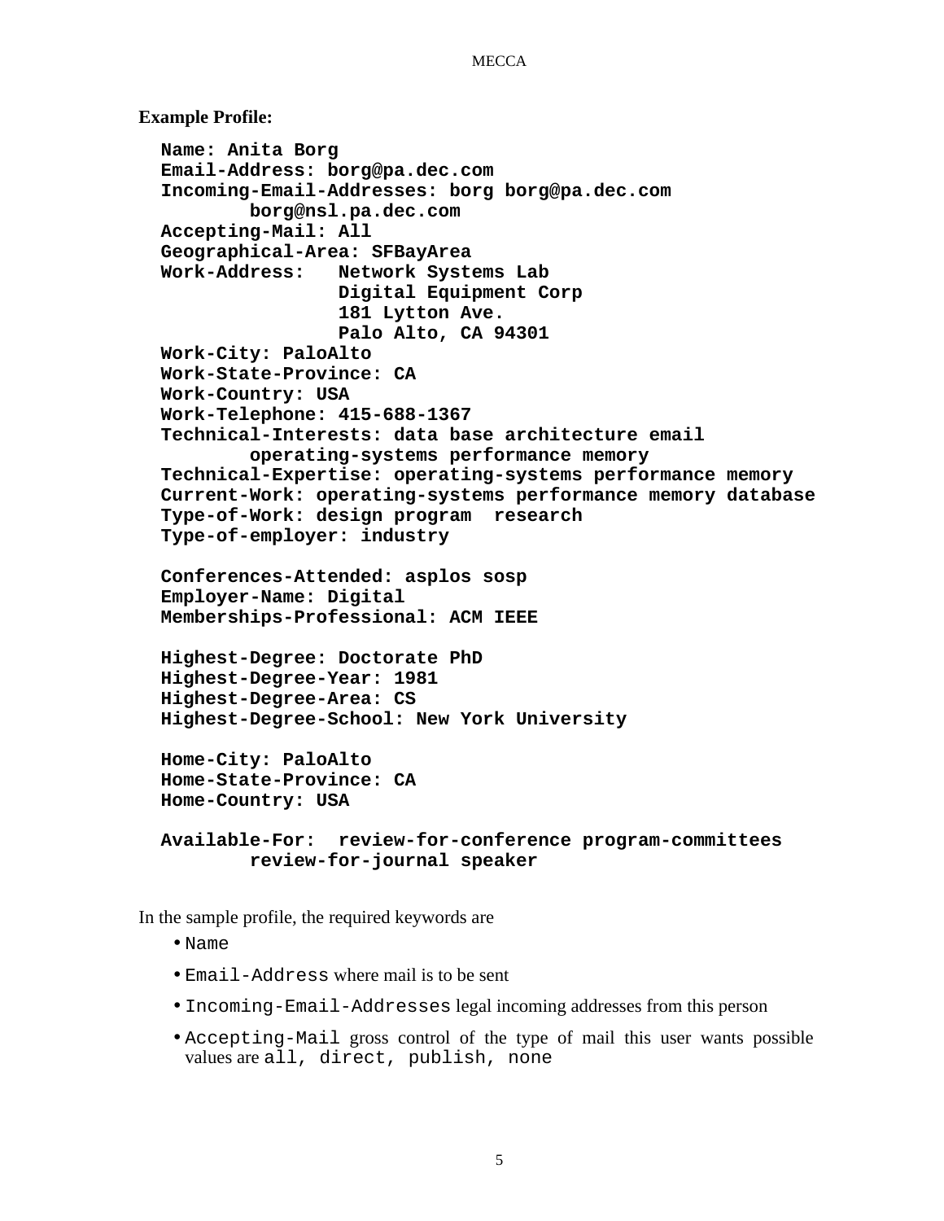**Example Profile:**

```
Name: Anita Borg
Email-Address: borg@pa.dec.com
Incoming-Email-Addresses: borg borg@pa.dec.com
        borg@nsl.pa.dec.com
Accepting-Mail: All
Geographical-Area: SFBayArea
Work-Address:   Network Systems Lab
                Digital Equipment Corp
                181 Lytton Ave.
                Palo Alto, CA 94301
Work-City: PaloAlto
Work-State-Province: CA
Work-Country: USA
Work-Telephone: 415-688-1367
Technical-Interests: data base architecture email
        operating-systems performance memory
Technical-Expertise: operating-systems performance memory
Current-Work: operating-systems performance memory database
Type-of-Work: design program  research
Type-of-employer: industry

Conferences-Attended: asplos sosp
Employer-Name: Digital
Memberships-Professional: ACM IEEE

Highest-Degree: Doctorate PhD
Highest-Degree-Year: 1981
Highest-Degree-Area: CS
Highest-Degree-School: New York University

Home-City: PaloAlto
Home-State-Province: CA
Home-Country: USA

Available-For:  review-for-conference program-committees
        review-for-journal speaker
```

In the sample profile, the required keywords are

- `Name`
- `Email-Address` where mail is to be sent
- `Incoming-Email-Addresses` legal incoming addresses from this person
- `Accepting-Mail` gross control of the type of mail this user wants possible values are `all, direct, publish, none`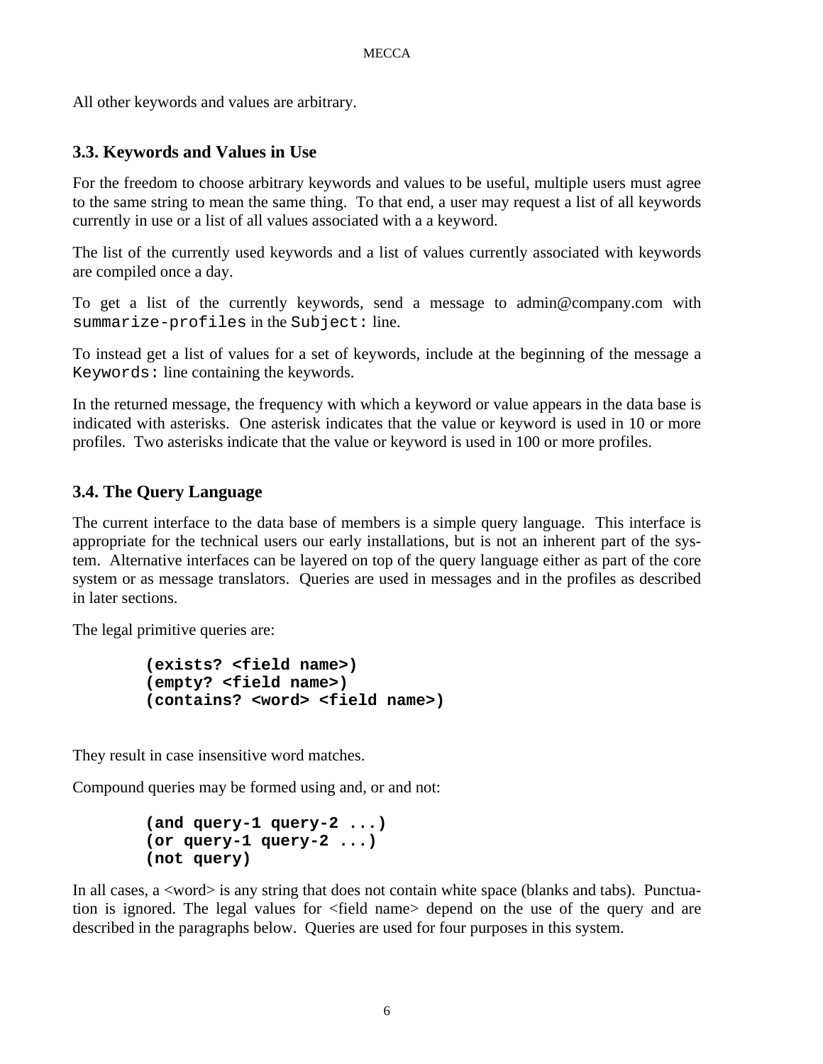All other keywords and values are arbitrary.

### 3.3. Keywords and Values in Use

For the freedom to choose arbitrary keywords and values to be useful, multiple users must agree to the same string to mean the same thing. To that end, a user may request a list of all keywords currently in use or a list of all values associated with a a keyword.

The list of the currently used keywords and a list of values currently associated with keywords are compiled once a day.

To get a list of the currently keywords, send a message to admin@company.com with `summarize-profiles` in the `Subject:` line.

To instead get a list of values for a set of keywords, include at the beginning of the message a `Keywords:` line containing the keywords.

In the returned message, the frequency with which a keyword or value appears in the data base is indicated with asterisks. One asterisk indicates that the value or keyword is used in 10 or more profiles. Two asterisks indicate that the value or keyword is used in 100 or more profiles.

### 3.4. The Query Language

The current interface to the data base of members is a simple query language. This interface is appropriate for the technical users our early installations, but is not an inherent part of the system. Alternative interfaces can be layered on top of the query language either as part of the core system or as message translators. Queries are used in messages and in the profiles as described in later sections.

The legal primitive queries are:

```
(exists? <field name>)
(empty? <field name>)
(contains? <word> <field name>)
```

They result in case insensitive word matches.

Compound queries may be formed using and, or and not:

```
(and query-1 query-2 ...)
(or query-1 query-2 ...)
(not query)
```

In all cases, a <word> is any string that does not contain white space (blanks and tabs). Punctuation is ignored. The legal values for <field name> depend on the use of the query and are described in the paragraphs below. Queries are used for four purposes in this system.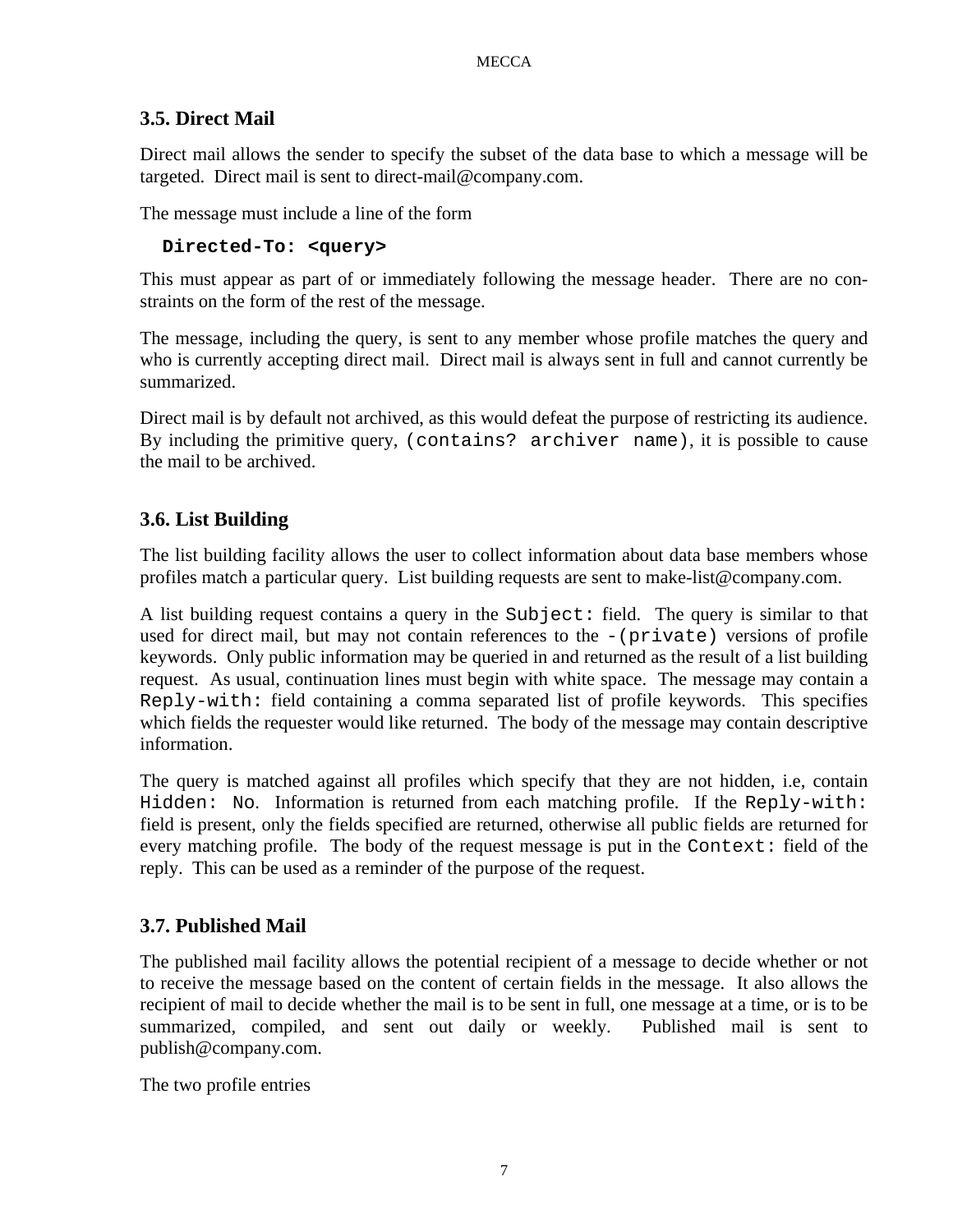### 3.5. Direct Mail

Direct mail allows the sender to specify the subset of the data base to which a message will be targeted. Direct mail is sent to direct-mail@company.com.

The message must include a line of the form

```
Directed-To: <query>
```

This must appear as part of or immediately following the message header. There are no constraints on the form of the rest of the message.

The message, including the query, is sent to any member whose profile matches the query and who is currently accepting direct mail. Direct mail is always sent in full and cannot currently be summarized.

Direct mail is by default not archived, as this would defeat the purpose of restricting its audience. By including the primitive query, `(contains? archiver name)`, it is possible to cause the mail to be archived.

### 3.6. List Building

The list building facility allows the user to collect information about data base members whose profiles match a particular query. List building requests are sent to make-list@company.com.

A list building request contains a query in the `Subject:` field. The query is similar to that used for direct mail, but may not contain references to the `-(private)` versions of profile keywords. Only public information may be queried in and returned as the result of a list building request. As usual, continuation lines must begin with white space. The message may contain a `Reply-with:` field containing a comma separated list of profile keywords. This specifies which fields the requester would like returned. The body of the message may contain descriptive information.

The query is matched against all profiles which specify that they are not hidden, i.e, contain `Hidden: No`. Information is returned from each matching profile. If the `Reply-with:` field is present, only the fields specified are returned, otherwise all public fields are returned for every matching profile. The body of the request message is put in the `Context:` field of the reply. This can be used as a reminder of the purpose of the request.

### 3.7. Published Mail

The published mail facility allows the potential recipient of a message to decide whether or not to receive the message based on the content of certain fields in the message. It also allows the recipient of mail to decide whether the mail is to be sent in full, one message at a time, or is to be summarized, compiled, and sent out daily or weekly. Published mail is sent to publish@company.com.

The two profile entries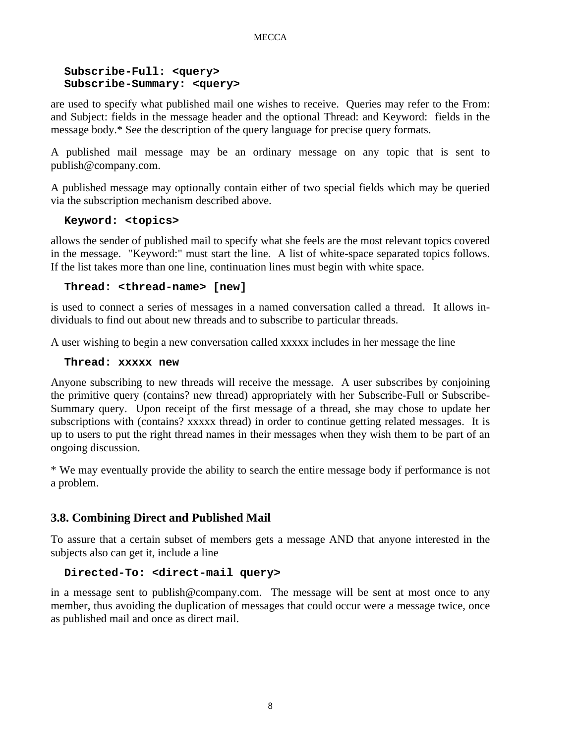```
Subscribe-Full: <query>
Subscribe-Summary: <query>
```

are used to specify what published mail one wishes to receive. Queries may refer to the From: and Subject: fields in the message header and the optional Thread: and Keyword: fields in the message body.* See the description of the query language for precise query formats.

A published mail message may be an ordinary message on any topic that is sent to publish@company.com.

A published message may optionally contain either of two special fields which may be queried via the subscription mechanism described above.

```
Keyword: <topics>
```

allows the sender of published mail to specify what she feels are the most relevant topics covered in the message. "Keyword:" must start the line. A list of white-space separated topics follows. If the list takes more than one line, continuation lines must begin with white space.

```
Thread: <thread-name> [new]
```

is used to connect a series of messages in a named conversation called a thread. It allows individuals to find out about new threads and to subscribe to particular threads.

A user wishing to begin a new conversation called xxxxx includes in her message the line

```
Thread: xxxxx new
```

Anyone subscribing to new threads will receive the message. A user subscribes by conjoining the primitive query (contains? new thread) appropriately with her Subscribe-Full or Subscribe-Summary query. Upon receipt of the first message of a thread, she may chose to update her subscriptions with (contains? xxxxx thread) in order to continue getting related messages. It is up to users to put the right thread names in their messages when they wish them to be part of an ongoing discussion.

* We may eventually provide the ability to search the entire message body if performance is not a problem.

## 3.8. Combining Direct and Published Mail

To assure that a certain subset of members gets a message AND that anyone interested in the subjects also can get it, include a line

```
Directed-To: <direct-mail query>
```

in a message sent to publish@company.com. The message will be sent at most once to any member, thus avoiding the duplication of messages that could occur were a message twice, once as published mail and once as direct mail.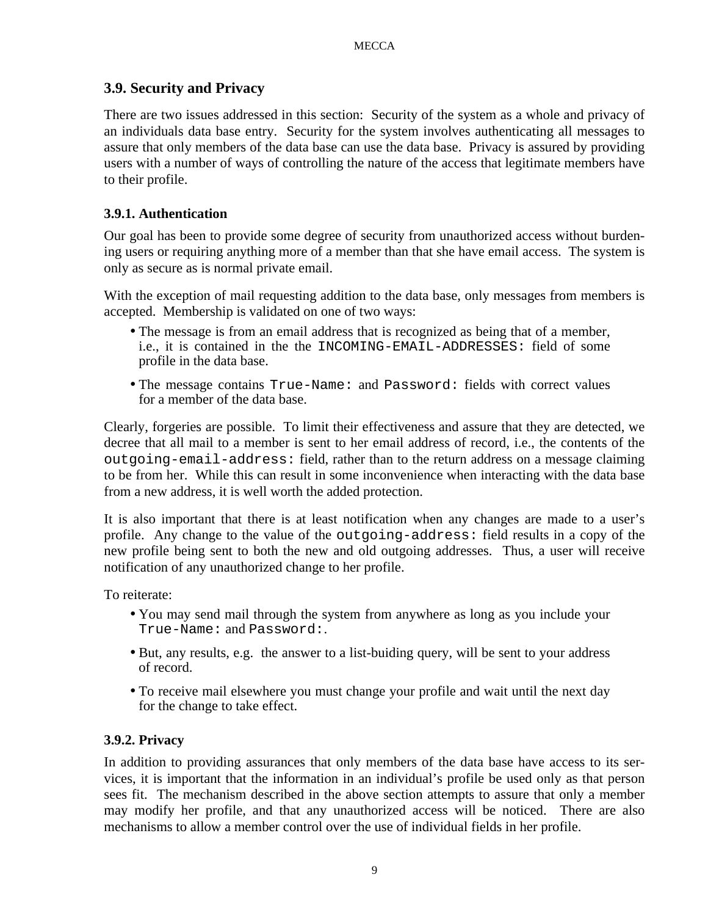## 3.9. Security and Privacy

There are two issues addressed in this section: Security of the system as a whole and privacy of an individuals data base entry. Security for the system involves authenticating all messages to assure that only members of the data base can use the data base. Privacy is assured by providing users with a number of ways of controlling the nature of the access that legitimate members have to their profile.

### 3.9.1. Authentication

Our goal has been to provide some degree of security from unauthorized access without burdening users or requiring anything more of a member than that she have email access. The system is only as secure as is normal private email.

With the exception of mail requesting addition to the data base, only messages from members is accepted. Membership is validated on one of two ways:

- The message is from an email address that is recognized as being that of a member, i.e., it is contained in the the `INCOMING-EMAIL-ADDRESSES:` field of some profile in the data base.
- The message contains `True-Name:` and `Password:` fields with correct values for a member of the data base.

Clearly, forgeries are possible. To limit their effectiveness and assure that they are detected, we decree that all mail to a member is sent to her email address of record, i.e., the contents of the `outgoing-email-address:` field, rather than to the return address on a message claiming to be from her. While this can result in some inconvenience when interacting with the data base from a new address, it is well worth the added protection.

It is also important that there is at least notification when any changes are made to a user's profile. Any change to the value of the `outgoing-address:` field results in a copy of the new profile being sent to both the new and old outgoing addresses. Thus, a user will receive notification of any unauthorized change to her profile.

To reiterate:

- You may send mail through the system from anywhere as long as you include your `True-Name:` and `Password:`.
- But, any results, e.g. the answer to a list-buiding query, will be sent to your address of record.
- To receive mail elsewhere you must change your profile and wait until the next day for the change to take effect.

### 3.9.2. Privacy

In addition to providing assurances that only members of the data base have access to its services, it is important that the information in an individual's profile be used only as that person sees fit. The mechanism described in the above section attempts to assure that only a member may modify her profile, and that any unauthorized access will be noticed. There are also mechanisms to allow a member control over the use of individual fields in her profile.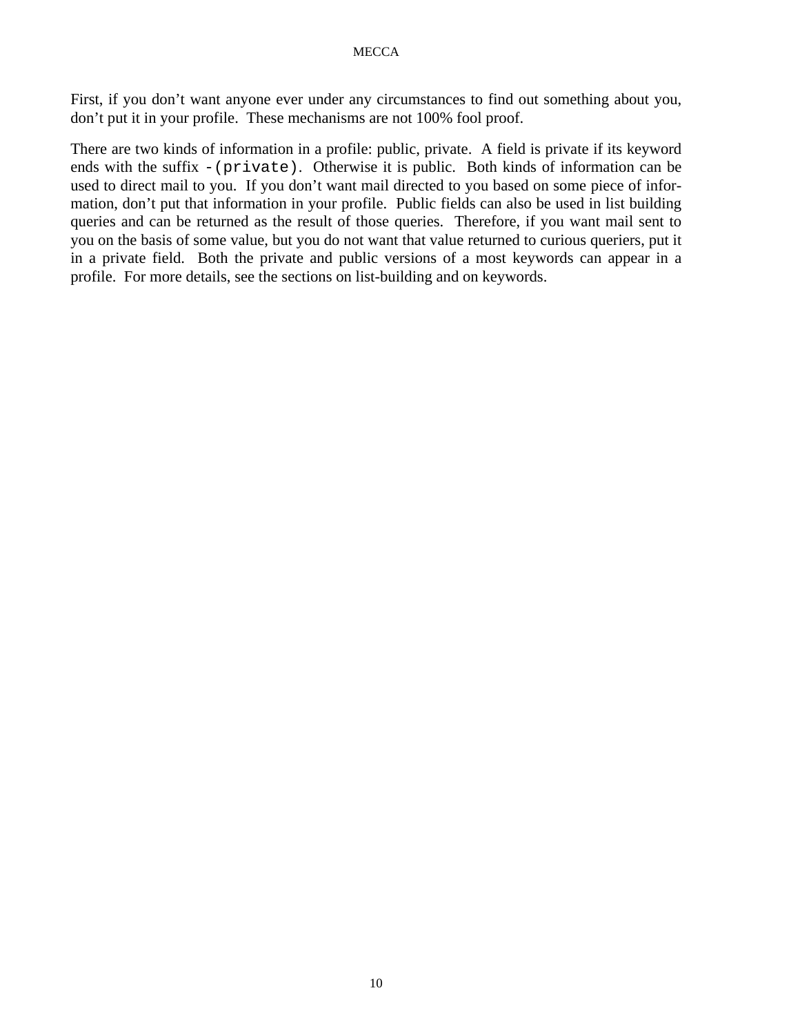First, if you don't want anyone ever under any circumstances to find out something about you, don't put it in your profile. These mechanisms are not 100% fool proof.

There are two kinds of information in a profile: public, private. A field is private if its keyword ends with the suffix `-(private)`. Otherwise it is public. Both kinds of information can be used to direct mail to you. If you don't want mail directed to you based on some piece of information, don't put that information in your profile. Public fields can also be used in list building queries and can be returned as the result of those queries. Therefore, if you want mail sent to you on the basis of some value, but you do not want that value returned to curious queriers, put it in a private field. Both the private and public versions of a most keywords can appear in a profile. For more details, see the sections on list-building and on keywords.